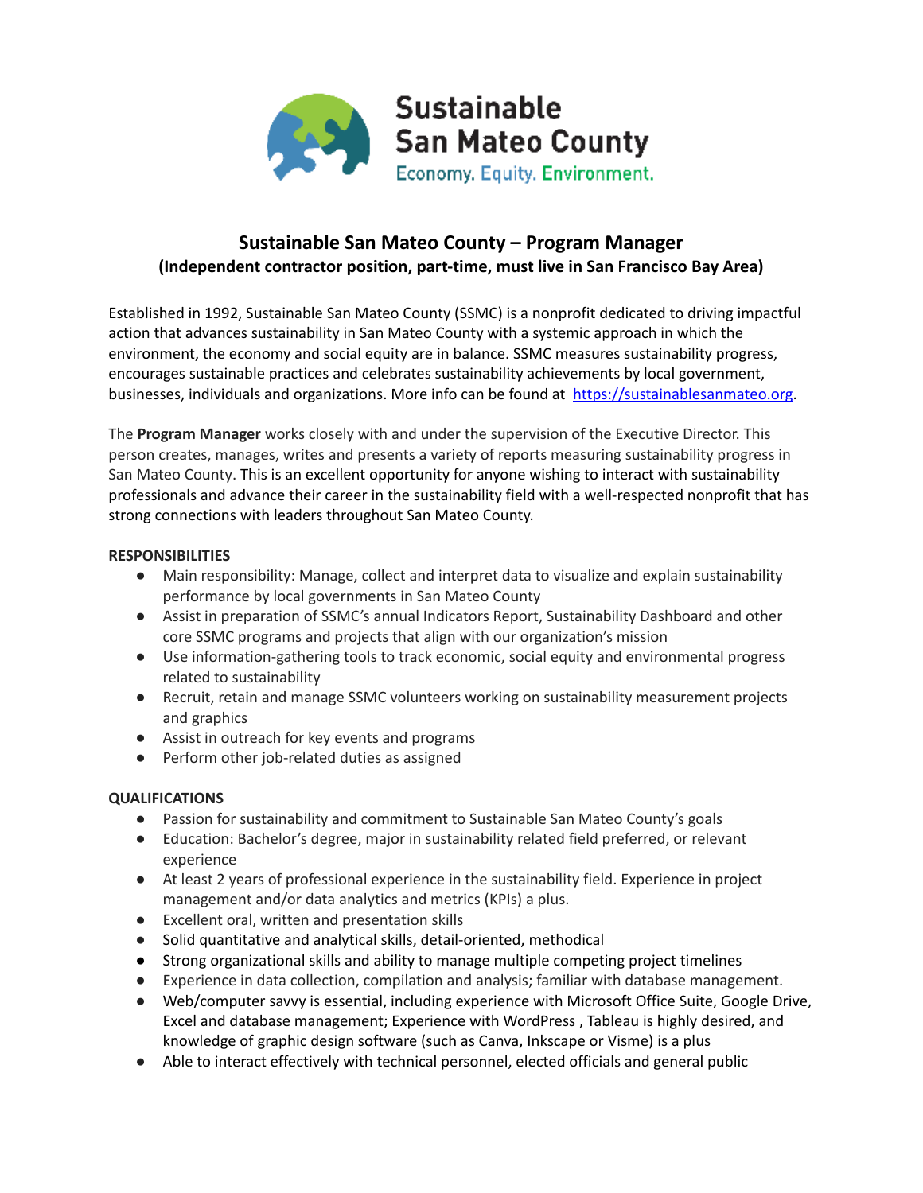Sustainable San Mateo County

Economy. Equity. Environment.

# Sustainable San Mateo County – Program Manager

**(Independent contractor position, part-time, must live in San Francisco Bay Area)**

Established in 1992, Sustainable San Mateo County (SSMC) is a nonprofit dedicated to driving impactful action that advances sustainability in San Mateo County with a systemic approach in which the environment, the economy and social equity are in balance. SSMC measures sustainability progress, encourages sustainable practices and celebrates sustainability achievements by local government, businesses, individuals and organizations. More info can be found at [https://sustainablesanmateo.org](https://sustainablesanmateo.org).

The **Program Manager** works closely with and under the supervision of the Executive Director. This person creates, manages, writes and presents a variety of reports measuring sustainability progress in San Mateo County. This is an excellent opportunity for anyone wishing to interact with sustainability professionals and advance their career in the sustainability field with a well-respected nonprofit that has strong connections with leaders throughout San Mateo County.

**RESPONSIBILITIES**

- Main responsibility: Manage, collect and interpret data to visualize and explain sustainability performance by local governments in San Mateo County
- Assist in preparation of SSMC's annual Indicators Report, Sustainability Dashboard and other core SSMC programs and projects that align with our organization's mission
- Use information-gathering tools to track economic, social equity and environmental progress related to sustainability
- Recruit, retain and manage SSMC volunteers working on sustainability measurement projects and graphics
- Assist in outreach for key events and programs
- Perform other job-related duties as assigned

**QUALIFICATIONS**

- Passion for sustainability and commitment to Sustainable San Mateo County's goals
- Education: Bachelor's degree, major in sustainability related field preferred, or relevant experience
- At least 2 years of professional experience in the sustainability field. Experience in project management and/or data analytics and metrics (KPIs) a plus.
- Excellent oral, written and presentation skills
- Solid quantitative and analytical skills, detail-oriented, methodical
- Strong organizational skills and ability to manage multiple competing project timelines
- Experience in data collection, compilation and analysis; familiar with database management.
- Web/computer savvy is essential, including experience with Microsoft Office Suite, Google Drive, Excel and database management; Experience with WordPress , Tableau is highly desired, and knowledge of graphic design software (such as Canva, Inkscape or Visme) is a plus
- Able to interact effectively with technical personnel, elected officials and general public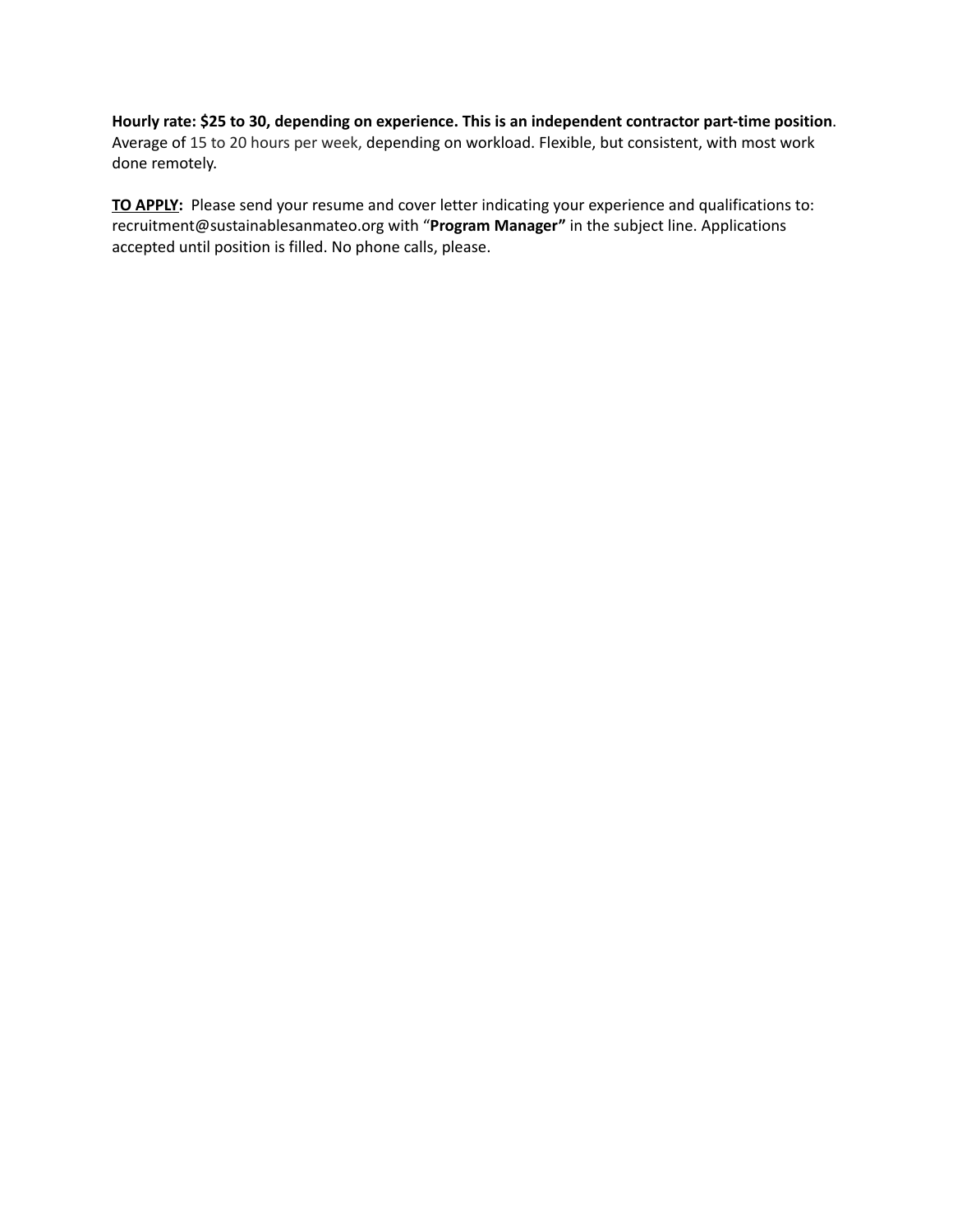**Hourly rate: $25 to 30, depending on experience. This is an independent contractor part-time position**. Average of 15 to 20 hours per week, depending on workload. Flexible, but consistent, with most work done remotely.

<u>**TO APPLY**</u>**:** Please send your resume and cover letter indicating your experience and qualifications to: recruitment@sustainablesanmateo.org with "**Program Manager"** in the subject line. Applications accepted until position is filled. No phone calls, please.